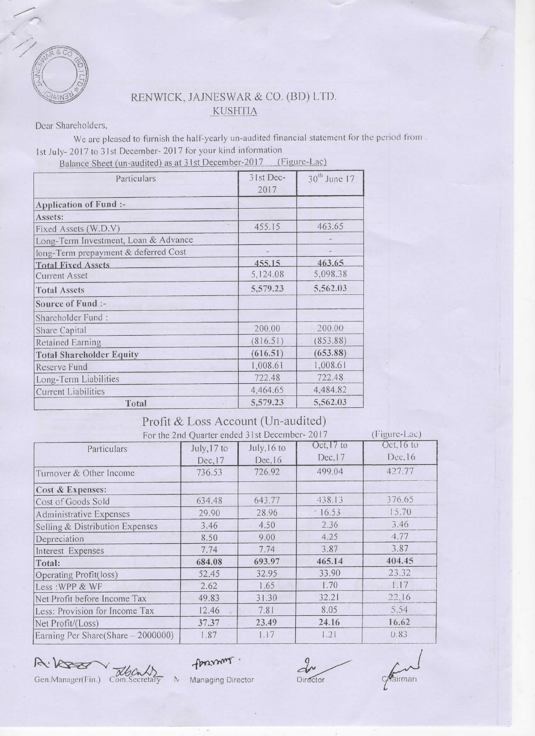# RENWICK, JAJNESWAR & CO. (BD) LTD.

## KUSHTIA

Dear Shareholders,

We are pleased to furnish the half-yearly un-audited financial statement for the period from 1st July- 2017 to 31st December- 2017 for your kind information

Balance Sheet (un-audited) as at 31st December-2017 (Figure-Lac)

| Particulars | 31st Dec-2017 | 30th June 17 |
|---|---|---|
| **Application of Fund :-** | | |
| Assets: | | |
| Fixed Assets (W.D.V) | 455.15 | 463.65 |
| Long-Term Investment, Loan & Advance | | - |
| long-Term prepayment & deferred Cost | - | - |
| **Total Fixed Assets** | 455.15 | 463.65 |
| Current Asset | 5,124.08 | 5,098.38 |
| **Total Assets** | 5,579.23 | 5,562.03 |
| **Source of Fund :-** | | |
| Shareholder Fund : | | |
| Share Capital | 200.00 | 200.00 |
| Retained Earning | (816.51) | (853.88) |
| **Total Shareholder Equity** | **(616.51)** | **(653.88)** |
| Reserve Fund | 1,008.61 | 1,008.61 |
| Long-Term Liabilities | 722.48 | 722.48 |
| Current Liabilities | 4,464.65 | 4,484.82 |
| **Total** | 5,579.23 | 5,562.03 |

## Profit & Loss Account (Un-audited)

For the 2nd Quarter ended 31st December- 2017 (Figure-Lac)

| Particulars | July,17 to Dec,17 | July,16 to Dec,16 | Oct,17 to Dec,17 | Oct,16 to Dec,16 |
|---|---|---|---|---|
| Turnover & Other Income | 736.53 | 726.92 | 499.04 | 427.77 |
| **Cost & Expenses:** | | | | |
| Cost of Goods Sold | 634.48 | 643.77 | 438.13 | 376.65 |
| Administrative Expenses | 29.90 | 28.96 | 16.53 | 15.70 |
| Selling & Distribution Expenses | 3.46 | 4.50 | 2.36 | 3.46 |
| Depreciation | 8.50 | 9.00 | 4.25 | 4.77 |
| Interest Expenses | 7.74 | 7.74 | 3.87 | 3.87 |
| **Total:** | **684.08** | **693.97** | **465.14** | **404.45** |
| Operating Profit(loss) | 52.45 | 32.95 | 33.90 | 23.32 |
| Less :WPP & WF | 2.62 | 1.65 | 1.70 | 1.17 |
| Net Profit before Income Tax | 49.83 | 31.30 | 32.21 | 22.16 |
| Less: Provision for Income Tax | 12.46 | 7.81 | 8.05 | 5.54 |
| Net Profit/(Loss) | **37.37** | **23.49** | **24.16** | **16.62** |
| Earning Per Share(Share – 2000000) | 1.87 | 1.17 | 1.21 | 0.83 |

Gen.Manager(Fin.) Com.Secretary Managing Director Director Chairman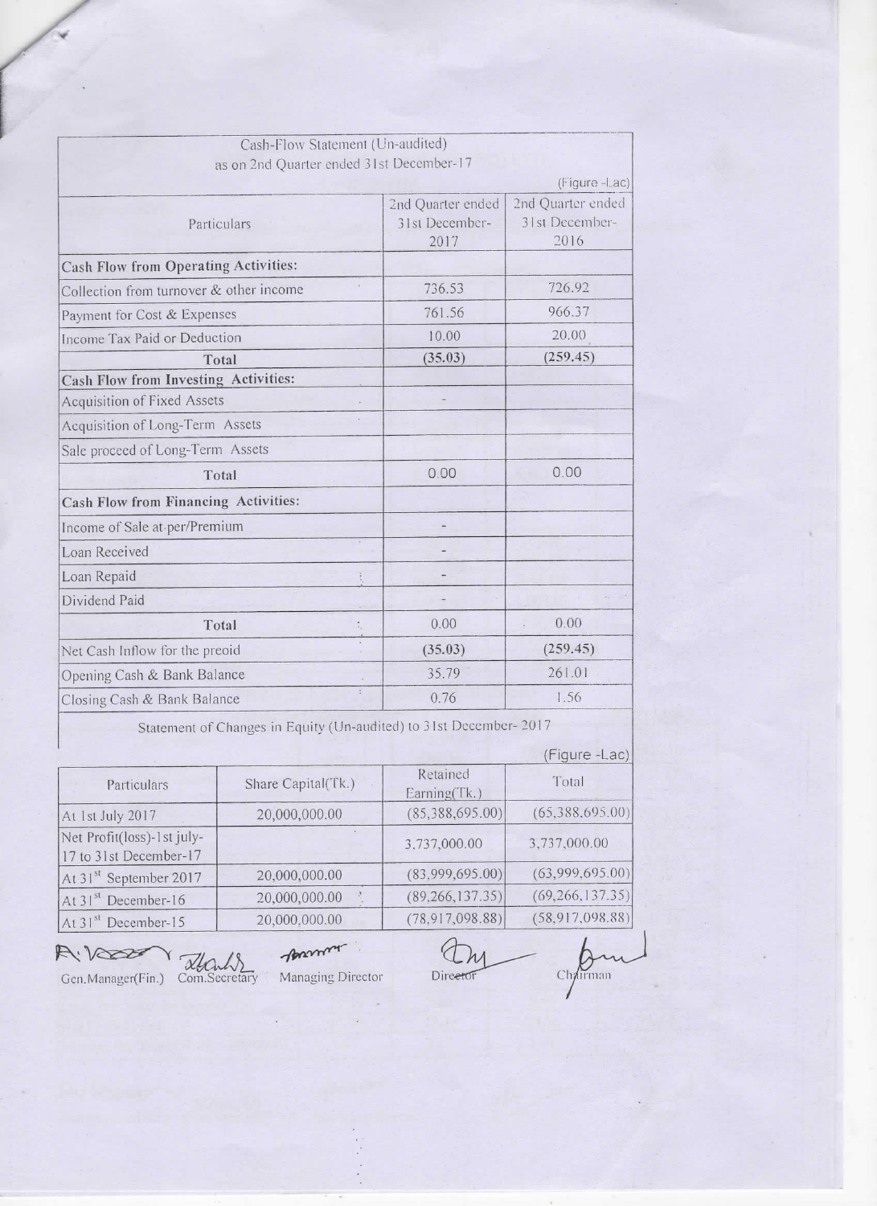Cash-Flow Statement (Un-audited)
as on 2nd Quarter ended 31st December-17

(Figure -Lac)

| Particulars | 2nd Quarter ended 31st December-2017 | 2nd Quarter ended 31st December-2016 |
|---|---|---|
| **Cash Flow from Operating Activities:** | | |
| Collection from turnover & other income | 736.53 | 726.92 |
| Payment for Cost & Expenses | 761.56 | 966.37 |
| Income Tax Paid or Deduction | 10.00 | 20.00 |
| **Total** | **(35.03)** | **(259.45)** |
| **Cash Flow from Investing Activities:** | | |
| Acquisition of Fixed Assets | - | |
| Acquisition of Long-Term Assets | | |
| Sale proceed of Long-Term Assets | | |
| Total | 0.00 | 0.00 |
| **Cash Flow from Financing Activities:** | | |
| Income of Sale at per/Premium | - | |
| Loan Received | - | |
| Loan Repaid | - | |
| Dividend Paid | - | |
| Total | 0.00 | 0.00 |
| Net Cash Inflow for the preoid | **(35.03)** | **(259.45)** |
| Opening Cash & Bank Balance | 35.79 | 261.01 |
| Closing Cash & Bank Balance | 0.76 | 1.56 |

Statement of Changes in Equity (Un-audited) to 31st December- 2017

(Figure -Lac)

| Particulars | Share Capital(Tk.) | Retained Earning(Tk.) | Total |
|---|---|---|---|
| At 1st July 2017 | 20,000,000.00 | (85,388,695.00) | (65,388,695.00) |
| Net Profit(loss)-1st july-17 to 31st December-17 | | 3,737,000.00 | 3,737,000.00 |
| At 31st September 2017 | 20,000,000.00 | (83,999,695.00) | (63,999,695.00) |
| At 31st December-16 | 20,000,000.00 | (89,266,137.35) | (69,266,137.35) |
| At 31st December-15 | 20,000,000.00 | (78,917,098.88) | (58,917,098.88) |

Gen.Manager(Fin.) Com.Secretary Managing Director Director Chairman